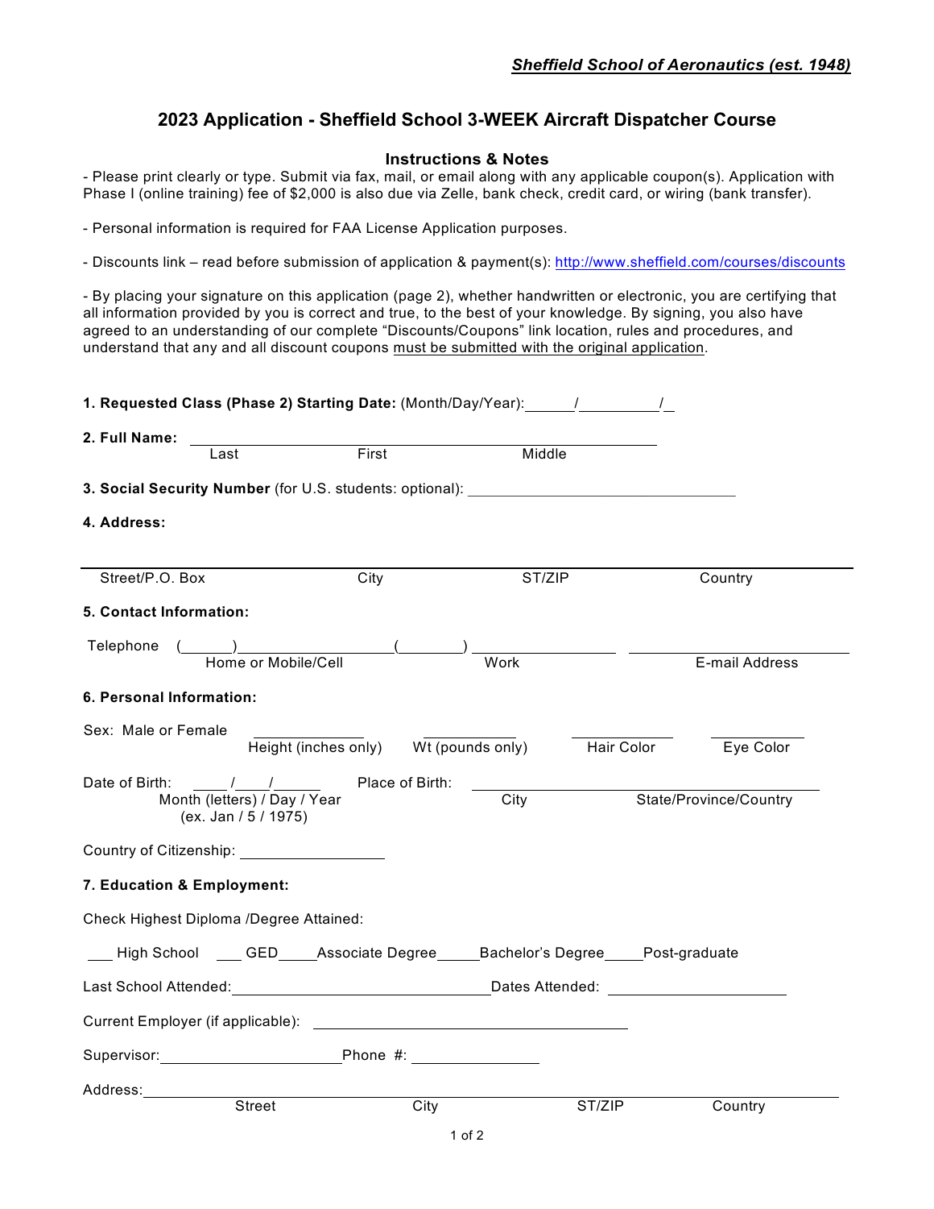***Sheffield School of Aeronautics (est. 1948)***

# 2023 Application - Sheffield School 3-WEEK Aircraft Dispatcher Course

## Instructions & Notes

- Please print clearly or type. Submit via fax, mail, or email along with any applicable coupon(s). Application with Phase I (online training) fee of $2,000 is also due via Zelle, bank check, credit card, or wiring (bank transfer).

- Personal information is required for FAA License Application purposes.

- Discounts link – read before submission of application & payment(s): http://www.sheffield.com/courses/discounts

- By placing your signature on this application (page 2), whether handwritten or electronic, you are certifying that all information provided by you is correct and true, to the best of your knowledge. By signing, you also have agreed to an understanding of our complete "Discounts/Coupons" link location, rules and procedures, and understand that any and all discount coupons must be submitted with the original application.

**1. Requested Class (Phase 2) Starting Date:** (Month/Day/Year): ______/__________/__

**2. Full Name:** ____________________________________________

Last First Middle

**3. Social Security Number** (for U.S. students: optional): ________________________________

**4. Address:**

______________________________________________________________________

Street/P.O. Box City ST/ZIP Country

**5. Contact Information:**

Telephone (______)__________________ (________) ________________ ________________________

Home or Mobile/Cell Work E-mail Address

**6. Personal Information:**

Sex: Male or Female ______________ ______________ ______________ ______________

Height (inches only) Wt (pounds only) Hair Color Eye Color

Date of Birth: _____/____/______ Place of Birth: ________________________________

Month (letters) / Day / Year City State/Province/Country

(ex. Jan / 5 / 1975)

Country of Citizenship: __________________

**7. Education & Employment:**

Check Highest Diploma /Degree Attained:

___ High School ___ GED_____Associate Degree_____Bachelor's Degree_____Post-graduate

Last School Attended:______________________________Dates Attended: ______________________

Current Employer (if applicable): ________________________________________

Supervisor:______________________Phone #: ________________

Address:____________________________________________________________________

Street City ST/ZIP Country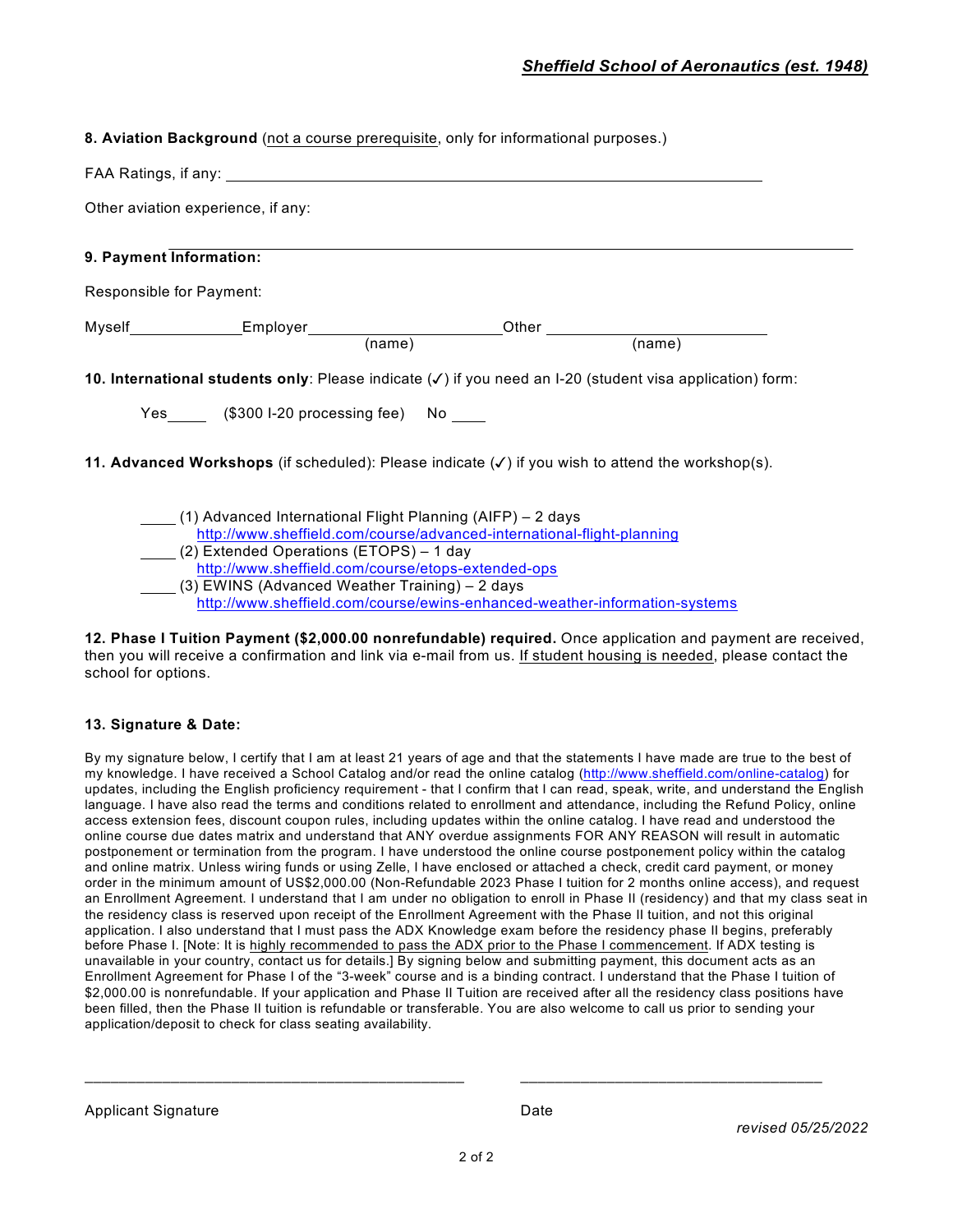**8. Aviation Background** (not a course prerequisite, only for informational purposes.)

FAA Ratings, if any: ____________________________________________

Other aviation experience, if any: ____________________________________________

**9. Payment Information:**

Responsible for Payment:

Myself_________ Employer_______________ (name) Other _______________ (name)

**10. International students only**: Please indicate (✓) if you need an I-20 (student visa application) form:

Yes____ ($300 I-20 processing fee) No ____

**11. Advanced Workshops** (if scheduled): Please indicate (✓) if you wish to attend the workshop(s).

____ (1) Advanced International Flight Planning (AIFP) – 2 days
http://www.sheffield.com/course/advanced-international-flight-planning

____ (2) Extended Operations (ETOPS) – 1 day
http://www.sheffield.com/course/etops-extended-ops

____ (3) EWINS (Advanced Weather Training) – 2 days
http://www.sheffield.com/course/ewins-enhanced-weather-information-systems

**12. Phase I Tuition Payment ($2,000.00 nonrefundable) required.** Once application and payment are received, then you will receive a confirmation and link via e-mail from us. If student housing is needed, please contact the school for options.

**13. Signature & Date:**

By my signature below, I certify that I am at least 21 years of age and that the statements I have made are true to the best of my knowledge. I have received a School Catalog and/or read the online catalog (http://www.sheffield.com/online-catalog) for updates, including the English proficiency requirement - that I confirm that I can read, speak, write, and understand the English language. I have also read the terms and conditions related to enrollment and attendance, including the Refund Policy, online access extension fees, discount coupon rules, including updates within the online catalog. I have read and understood the online course due dates matrix and understand that ANY overdue assignments FOR ANY REASON will result in automatic postponement or termination from the program. I have understood the online course postponement policy within the catalog and online matrix. Unless wiring funds or using Zelle, I have enclosed or attached a check, credit card payment, or money order in the minimum amount of US$2,000.00 (Non-Refundable 2023 Phase I tuition for 2 months online access), and request an Enrollment Agreement. I understand that I am under no obligation to enroll in Phase II (residency) and that my class seat in the residency class is reserved upon receipt of the Enrollment Agreement with the Phase II tuition, and not this original application. I also understand that I must pass the ADX Knowledge exam before the residency phase II begins, preferably before Phase I. [Note: It is highly recommended to pass the ADX prior to the Phase I commencement. If ADX testing is unavailable in your country, contact us for details.] By signing below and submitting payment, this document acts as an Enrollment Agreement for Phase I of the "3-week" course and is a binding contract. I understand that the Phase I tuition of $2,000.00 is nonrefundable. If your application and Phase II Tuition are received after all the residency class positions have been filled, then the Phase II tuition is refundable or transferable. You are also welcome to call us prior to sending your application/deposit to check for class seating availability.

____________________________________________ ____________________________________

Applicant Signature Date

*revised 05/25/2022*